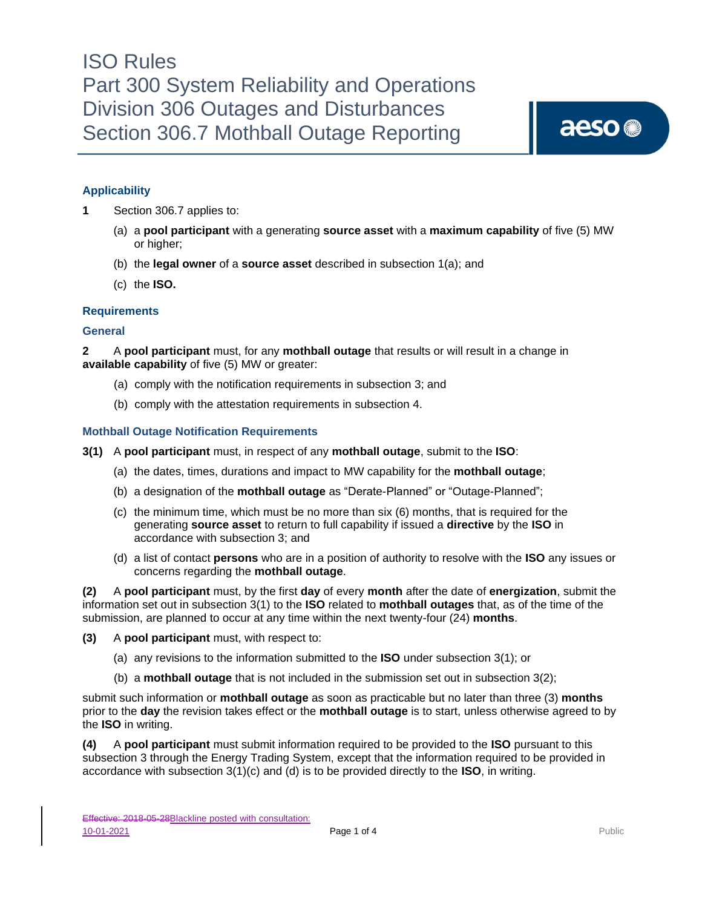# ISO Rules
# Part 300 System Reliability and Operations
# Division 306 Outages and Disturbances
# Section 306.7 Mothball Outage Reporting

### Applicability

**1** Section 306.7 applies to:

(a) a **pool participant** with a generating **source asset** with a **maximum capability** of five (5) MW or higher;

(b) the **legal owner** of a **source asset** described in subsection 1(a); and

(c) the **ISO.**

### Requirements

### General

**2** A **pool participant** must, for any **mothball outage** that results or will result in a change in **available capability** of five (5) MW or greater:

(a) comply with the notification requirements in subsection 3; and

(b) comply with the attestation requirements in subsection 4.

### Mothball Outage Notification Requirements

**3(1)** A **pool participant** must, in respect of any **mothball outage**, submit to the **ISO**:

(a) the dates, times, durations and impact to MW capability for the **mothball outage**;

(b) a designation of the **mothball outage** as "Derate-Planned" or "Outage-Planned";

(c) the minimum time, which must be no more than six (6) months, that is required for the generating **source asset** to return to full capability if issued a **directive** by the **ISO** in accordance with subsection 3; and

(d) a list of contact **persons** who are in a position of authority to resolve with the **ISO** any issues or concerns regarding the **mothball outage**.

**(2)** A **pool participant** must, by the first **day** of every **month** after the date of **energization**, submit the information set out in subsection 3(1) to the **ISO** related to **mothball outages** that, as of the time of the submission, are planned to occur at any time within the next twenty-four (24) **months**.

**(3)** A **pool participant** must, with respect to:

(a) any revisions to the information submitted to the **ISO** under subsection 3(1); or

(b) a **mothball outage** that is not included in the submission set out in subsection 3(2);

submit such information or **mothball outage** as soon as practicable but no later than three (3) **months** prior to the **day** the revision takes effect or the **mothball outage** is to start, unless otherwise agreed to by the **ISO** in writing.

**(4)** A **pool participant** must submit information required to be provided to the **ISO** pursuant to this subsection 3 through the Energy Trading System, except that the information required to be provided in accordance with subsection 3(1)(c) and (d) is to be provided directly to the **ISO**, in writing.

~~Effective: 2018-05-28~~Blackline posted with consultation: 10-01-2021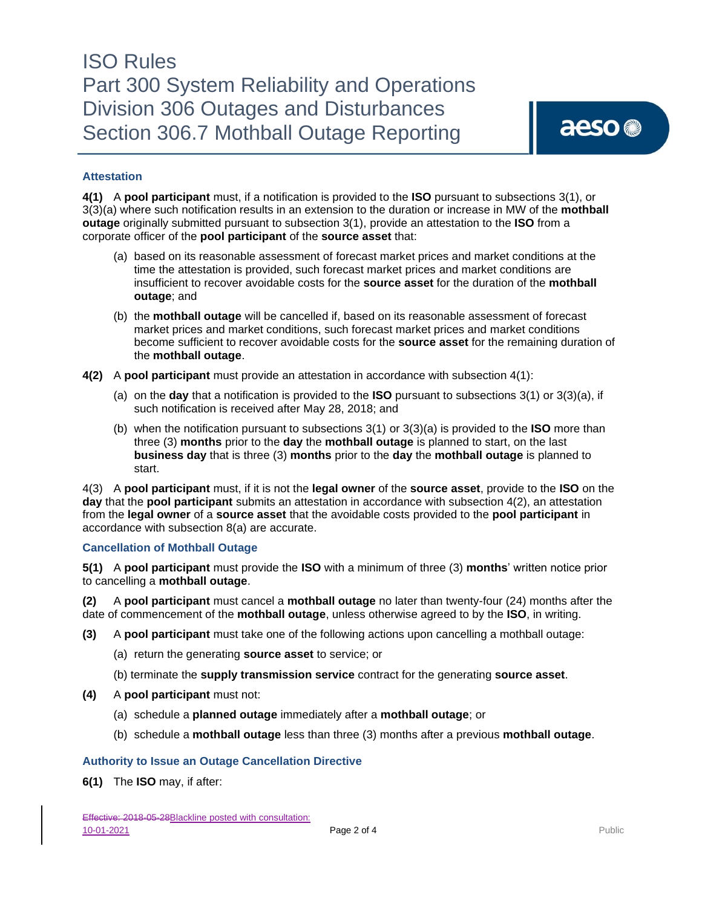### Attestation

**4(1)** A **pool participant** must, if a notification is provided to the **ISO** pursuant to subsections 3(1), or 3(3)(a) where such notification results in an extension to the duration or increase in MW of the **mothball outage** originally submitted pursuant to subsection 3(1), provide an attestation to the **ISO** from a corporate officer of the **pool participant** of the **source asset** that:

(a) based on its reasonable assessment of forecast market prices and market conditions at the time the attestation is provided, such forecast market prices and market conditions are insufficient to recover avoidable costs for the **source asset** for the duration of the **mothball outage**; and

(b) the **mothball outage** will be cancelled if, based on its reasonable assessment of forecast market prices and market conditions, such forecast market prices and market conditions become sufficient to recover avoidable costs for the **source asset** for the remaining duration of the **mothball outage**.

**4(2)** A **pool participant** must provide an attestation in accordance with subsection 4(1):

(a) on the **day** that a notification is provided to the **ISO** pursuant to subsections 3(1) or 3(3)(a), if such notification is received after May 28, 2018; and

(b) when the notification pursuant to subsections 3(1) or 3(3)(a) is provided to the **ISO** more than three (3) **months** prior to the **day** the **mothball outage** is planned to start, on the last **business day** that is three (3) **months** prior to the **day** the **mothball outage** is planned to start.

4(3) A **pool participant** must, if it is not the **legal owner** of the **source asset**, provide to the **ISO** on the **day** that the **pool participant** submits an attestation in accordance with subsection 4(2), an attestation from the **legal owner** of a **source asset** that the avoidable costs provided to the **pool participant** in accordance with subsection 8(a) are accurate.

### Cancellation of Mothball Outage

**5(1)** A **pool participant** must provide the **ISO** with a minimum of three (3) **months**' written notice prior to cancelling a **mothball outage**.

**(2)** A **pool participant** must cancel a **mothball outage** no later than twenty-four (24) months after the date of commencement of the **mothball outage**, unless otherwise agreed to by the **ISO**, in writing.

**(3)** A **pool participant** must take one of the following actions upon cancelling a mothball outage:

(a) return the generating **source asset** to service; or

(b) terminate the **supply transmission service** contract for the generating **source asset**.

**(4)** A **pool participant** must not:

(a) schedule a **planned outage** immediately after a **mothball outage**; or

(b) schedule a **mothball outage** less than three (3) months after a previous **mothball outage**.

### Authority to Issue an Outage Cancellation Directive

**6(1)** The **ISO** may, if after: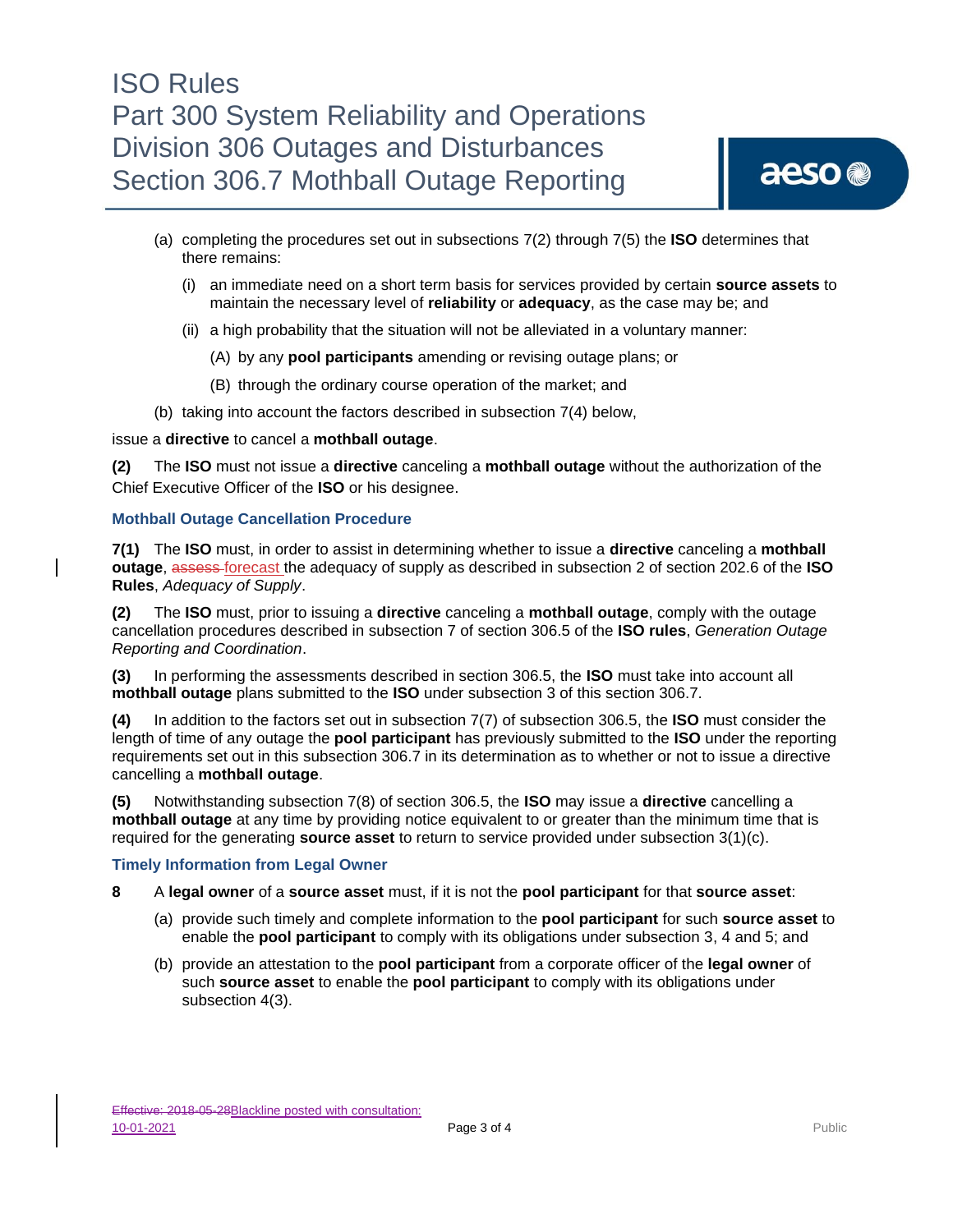(a) completing the procedures set out in subsections 7(2) through 7(5) the **ISO** determines that there remains:

  (i) an immediate need on a short term basis for services provided by certain **source assets** to maintain the necessary level of **reliability** or **adequacy**, as the case may be; and

  (ii) a high probability that the situation will not be alleviated in a voluntary manner:

    (A) by any **pool participants** amending or revising outage plans; or

    (B) through the ordinary course operation of the market; and

(b) taking into account the factors described in subsection 7(4) below,

issue a **directive** to cancel a **mothball outage**.

**(2)** The **ISO** must not issue a **directive** canceling a **mothball outage** without the authorization of the Chief Executive Officer of the **ISO** or his designee.

### Mothball Outage Cancellation Procedure

**7(1)** The **ISO** must, in order to assist in determining whether to issue a **directive** canceling a **mothball outage**, ~~assess~~ forecast the adequacy of supply as described in subsection 2 of section 202.6 of the **ISO Rules**, *Adequacy of Supply*.

**(2)** The **ISO** must, prior to issuing a **directive** canceling a **mothball outage**, comply with the outage cancellation procedures described in subsection 7 of section 306.5 of the **ISO rules**, *Generation Outage Reporting and Coordination*.

**(3)** In performing the assessments described in section 306.5, the **ISO** must take into account all **mothball outage** plans submitted to the **ISO** under subsection 3 of this section 306.7.

**(4)** In addition to the factors set out in subsection 7(7) of subsection 306.5, the **ISO** must consider the length of time of any outage the **pool participant** has previously submitted to the **ISO** under the reporting requirements set out in this subsection 306.7 in its determination as to whether or not to issue a directive cancelling a **mothball outage**.

**(5)** Notwithstanding subsection 7(8) of section 306.5, the **ISO** may issue a **directive** cancelling a **mothball outage** at any time by providing notice equivalent to or greater than the minimum time that is required for the generating **source asset** to return to service provided under subsection 3(1)(c).

### Timely Information from Legal Owner

**8** A **legal owner** of a **source asset** must, if it is not the **pool participant** for that **source asset**:

(a) provide such timely and complete information to the **pool participant** for such **source asset** to enable the **pool participant** to comply with its obligations under subsection 3, 4 and 5; and

(b) provide an attestation to the **pool participant** from a corporate officer of the **legal owner** of such **source asset** to enable the **pool participant** to comply with its obligations under subsection 4(3).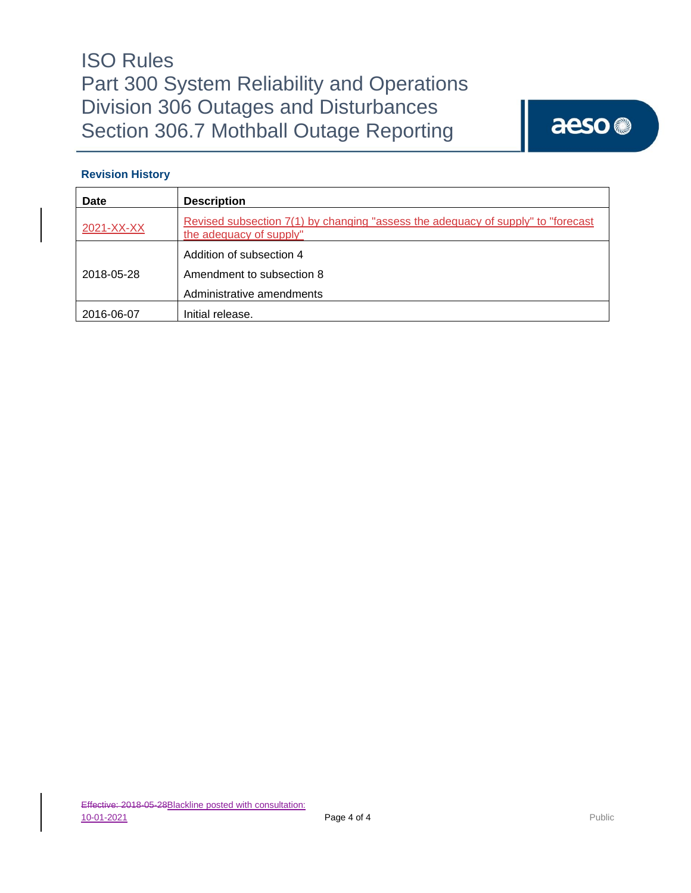## Revision History

| Date | Description |
|---|---|
| 2021-XX-XX | Revised subsection 7(1) by changing "assess the adequacy of supply" to "forecast the adequacy of supply" |
| 2018-05-28 | Addition of subsection 4<br>Amendment to subsection 8<br>Administrative amendments |
| 2016-06-07 | Initial release. |